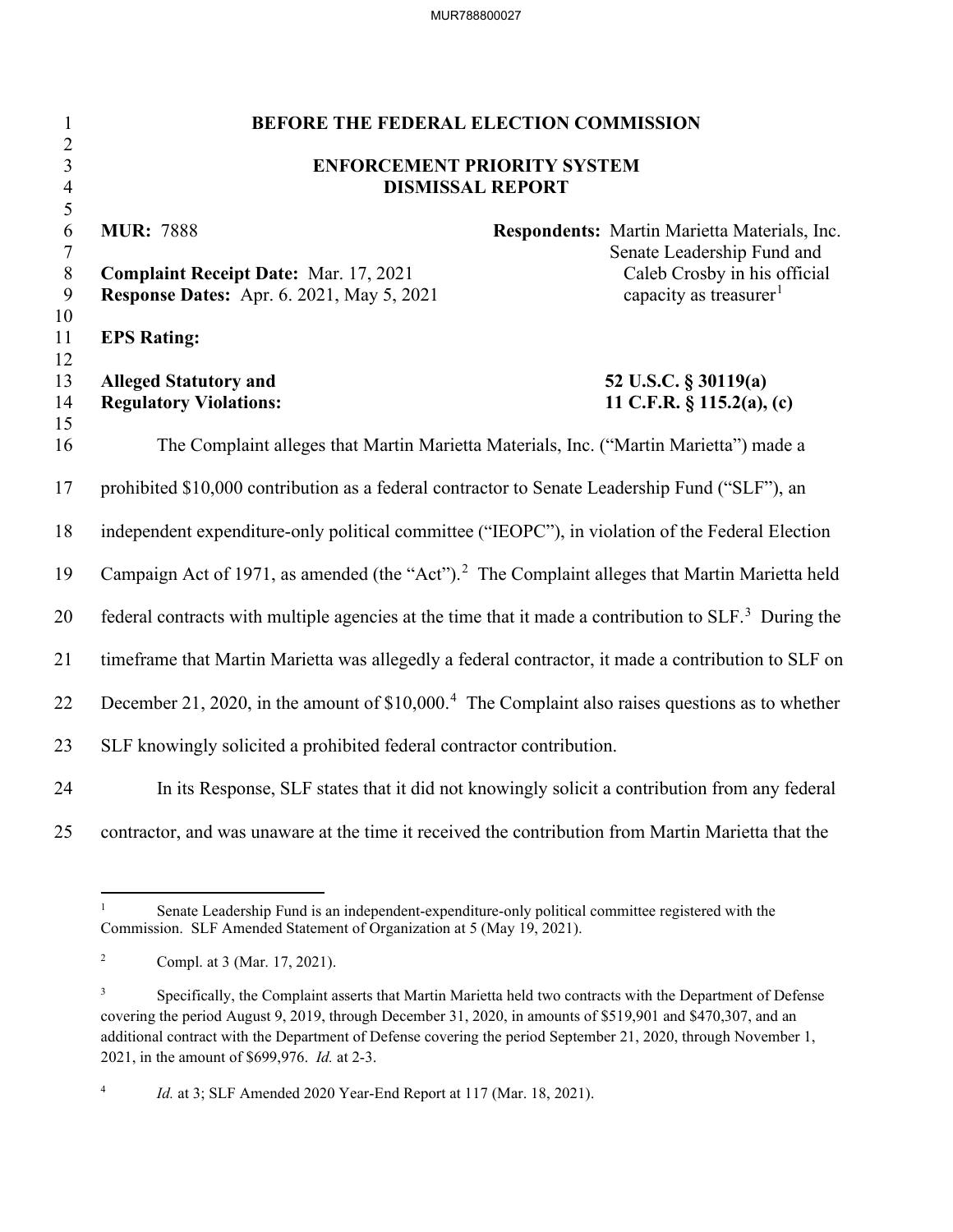**BEFORE THE FEDERAL ELECTION COMMISSION**

**ENFORCEMENT PRIORITY SYSTEM**
**DISMISSAL REPORT**

**MUR:** 7888

**Complaint Receipt Date:** Mar. 17, 2021
**Response Dates:** Apr. 6. 2021, May 5, 2021

**Respondents:** Martin Marietta Materials, Inc.
Senate Leadership Fund and Caleb Crosby in his official capacity as treasurer[1]

**EPS Rating:**

**Alleged Statutory and Regulatory Violations:** **52 U.S.C. § 30119(a)**
**11 C.F.R. § 115.2(a), (c)**

The Complaint alleges that Martin Marietta Materials, Inc. ("Martin Marietta") made a prohibited $10,000 contribution as a federal contractor to Senate Leadership Fund ("SLF"), an independent expenditure-only political committee ("IEOPC"), in violation of the Federal Election Campaign Act of 1971, as amended (the "Act").[2] The Complaint alleges that Martin Marietta held federal contracts with multiple agencies at the time that it made a contribution to SLF.[3] During the timeframe that Martin Marietta was allegedly a federal contractor, it made a contribution to SLF on December 21, 2020, in the amount of $10,000.[4] The Complaint also raises questions as to whether SLF knowingly solicited a prohibited federal contractor contribution.

In its Response, SLF states that it did not knowingly solicit a contribution from any federal contractor, and was unaware at the time it received the contribution from Martin Marietta that the

---

[1] Senate Leadership Fund is an independent-expenditure-only political committee registered with the Commission. SLF Amended Statement of Organization at 5 (May 19, 2021).

[2] Compl. at 3 (Mar. 17, 2021).

[3] Specifically, the Complaint asserts that Martin Marietta held two contracts with the Department of Defense covering the period August 9, 2019, through December 31, 2020, in amounts of $519,901 and $470,307, and an additional contract with the Department of Defense covering the period September 21, 2020, through November 1, 2021, in the amount of $699,976. *Id.* at 2-3.

[4] *Id.* at 3; SLF Amended 2020 Year-End Report at 117 (Mar. 18, 2021).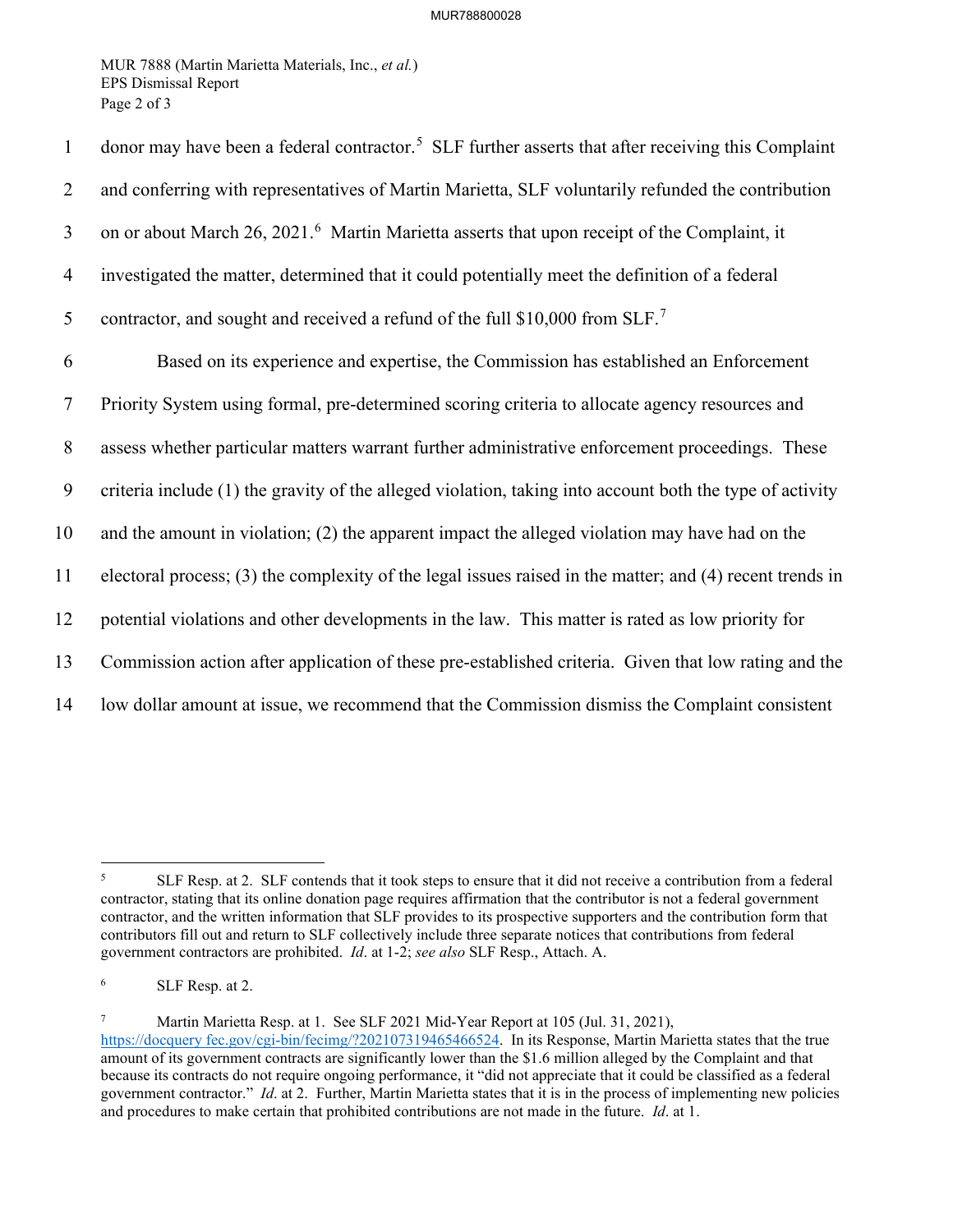donor may have been a federal contractor.[5] SLF further asserts that after receiving this Complaint and conferring with representatives of Martin Marietta, SLF voluntarily refunded the contribution on or about March 26, 2021.[6] Martin Marietta asserts that upon receipt of the Complaint, it investigated the matter, determined that it could potentially meet the definition of a federal contractor, and sought and received a refund of the full $10,000 from SLF.[7]

Based on its experience and expertise, the Commission has established an Enforcement Priority System using formal, pre-determined scoring criteria to allocate agency resources and assess whether particular matters warrant further administrative enforcement proceedings. These criteria include (1) the gravity of the alleged violation, taking into account both the type of activity and the amount in violation; (2) the apparent impact the alleged violation may have had on the electoral process; (3) the complexity of the legal issues raised in the matter; and (4) recent trends in potential violations and other developments in the law. This matter is rated as low priority for Commission action after application of these pre-established criteria. Given that low rating and the low dollar amount at issue, we recommend that the Commission dismiss the Complaint consistent

---

[5] SLF Resp. at 2. SLF contends that it took steps to ensure that it did not receive a contribution from a federal contractor, stating that its online donation page requires affirmation that the contributor is not a federal government contractor, and the written information that SLF provides to its prospective supporters and the contribution form that contributors fill out and return to SLF collectively include three separate notices that contributions from federal government contractors are prohibited. *Id*. at 1-2; *see also* SLF Resp., Attach. A.

[6] SLF Resp. at 2.

[7] Martin Marietta Resp. at 1. See SLF 2021 Mid-Year Report at 105 (Jul. 31, 2021), https://docquery.fec.gov/cgi-bin/fecimg/?202107319465466524. In its Response, Martin Marietta states that the true amount of its government contracts are significantly lower than the $1.6 million alleged by the Complaint and that because its contracts do not require ongoing performance, it "did not appreciate that it could be classified as a federal government contractor." *Id*. at 2. Further, Martin Marietta states that it is in the process of implementing new policies and procedures to make certain that prohibited contributions are not made in the future. *Id*. at 1.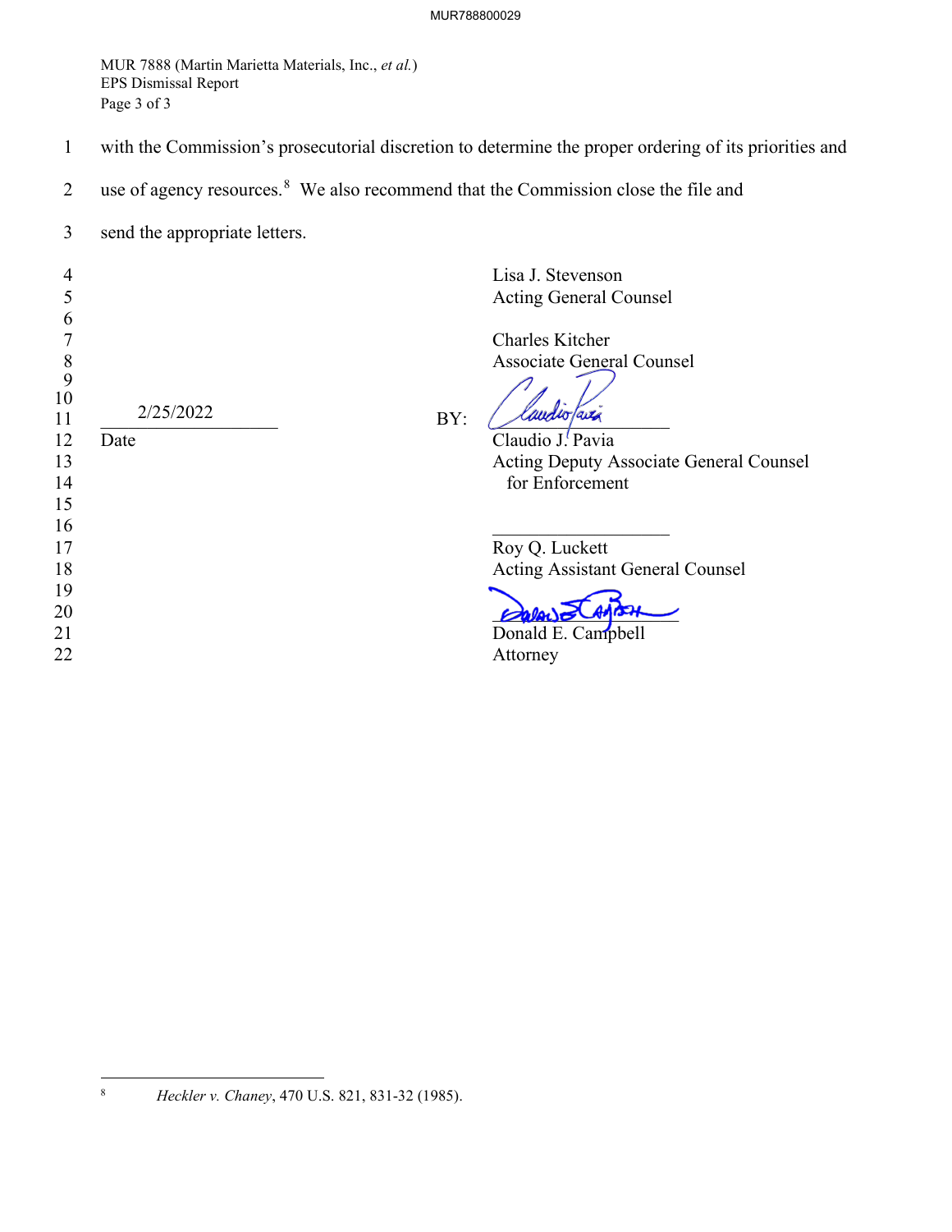with the Commission's prosecutorial discretion to determine the proper ordering of its priorities and use of agency resources.[8] We also recommend that the Commission close the file and send the appropriate letters.

Lisa J. Stevenson
Acting General Counsel

Charles Kitcher
Associate General Counsel

2/25/2022
Date

BY:
Claudio J. Pavia
Acting Deputy Associate General Counsel
for Enforcement

Roy Q. Luckett
Acting Assistant General Counsel

Donald E. Campbell
Attorney

---

[8] *Heckler v. Chaney*, 470 U.S. 821, 831-32 (1985).